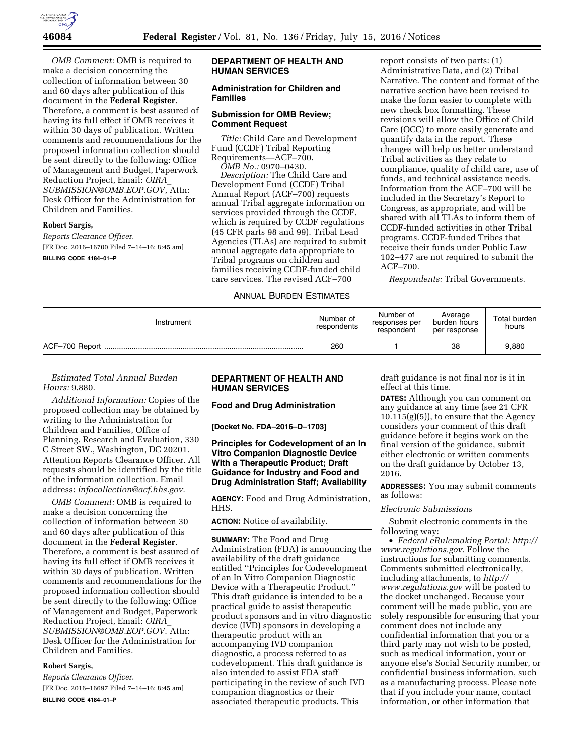*OMB Comment:* OMB is required to make a decision concerning the collection of information between 30 and 60 days after publication of this document in the **Federal Register**. Therefore, a comment is best assured of having its full effect if OMB receives it within 30 days of publication. Written comments and recommendations for the proposed information collection should be sent directly to the following: Office of Management and Budget, Paperwork Reduction Project, Email: *OIRA_SUBMISSION@OMB.EOP.GOV*, Attn: Desk Officer for the Administration for Children and Families.

**Robert Sargis,**

*Reports Clearance Officer.*

[FR Doc. 2016–16700 Filed 7–14–16; 8:45 am]

**BILLING CODE 4184–01–P**

## DEPARTMENT OF HEALTH AND HUMAN SERVICES

### Administration for Children and Families

### Submission for OMB Review; Comment Request

*Title:* Child Care and Development Fund (CCDF) Tribal Reporting Requirements—ACF–700.

*OMB No.:* 0970–0430.

*Description:* The Child Care and Development Fund (CCDF) Tribal Annual Report (ACF–700) requests annual Tribal aggregate information on services provided through the CCDF, which is required by CCDF regulations (45 CFR parts 98 and 99). Tribal Lead Agencies (TLAs) are required to submit annual aggregate data appropriate to Tribal programs on children and families receiving CCDF-funded child care services. The revised ACF–700 report consists of two parts: (1) Administrative Data, and (2) Tribal Narrative. The content and format of the narrative section have been revised to make the form easier to complete with new check box formatting. These revisions will allow the Office of Child Care (OCC) to more easily generate and quantify data in the report. These changes will help us better understand Tribal activities as they relate to compliance, quality of child care, use of funds, and technical assistance needs. Information from the ACF–700 will be included in the Secretary's Report to Congress, as appropriate, and will be shared with all TLAs to inform them of CCDF-funded activities in other Tribal programs. CCDF-funded Tribes that receive their funds under Public Law 102–477 are not required to submit the ACF–700.

*Respondents:* Tribal Governments.

ANNUAL BURDEN ESTIMATES

| Instrument | Number of respondents | Number of responses per respondent | Average burden hours per response | Total burden hours |
|---|---|---|---|---|
| ACF–700 Report | 260 | 1 | 38 | 9,880 |

*Estimated Total Annual Burden Hours:* 9,880.

*Additional Information:* Copies of the proposed collection may be obtained by writing to the Administration for Children and Families, Office of Planning, Research and Evaluation, 330 C Street SW., Washington, DC 20201. Attention Reports Clearance Officer. All requests should be identified by the title of the information collection. Email address: *infocollection@acf.hhs.gov.*

*OMB Comment:* OMB is required to make a decision concerning the collection of information between 30 and 60 days after publication of this document in the **Federal Register**. Therefore, a comment is best assured of having its full effect if OMB receives it within 30 days of publication. Written comments and recommendations for the proposed information collection should be sent directly to the following: Office of Management and Budget, Paperwork Reduction Project, Email: *OIRA_SUBMISSION@OMB.EOP.GOV*. Attn: Desk Officer for the Administration for Children and Families.

**Robert Sargis,**

*Reports Clearance Officer.*

[FR Doc. 2016–16697 Filed 7–14–16; 8:45 am]

**BILLING CODE 4184–01–P**

## DEPARTMENT OF HEALTH AND HUMAN SERVICES

### Food and Drug Administration

**[Docket No. FDA–2016–D–1703]**

### Principles for Codevelopment of an In Vitro Companion Diagnostic Device With a Therapeutic Product; Draft Guidance for Industry and Food and Drug Administration Staff; Availability

**AGENCY:** Food and Drug Administration, HHS.

**ACTION:** Notice of availability.

**SUMMARY:** The Food and Drug Administration (FDA) is announcing the availability of the draft guidance entitled ''Principles for Codevelopment of an In Vitro Companion Diagnostic Device with a Therapeutic Product.'' This draft guidance is intended to be a practical guide to assist therapeutic product sponsors and in vitro diagnostic device (IVD) sponsors in developing a therapeutic product with an accompanying IVD companion diagnostic, a process referred to as codevelopment. This draft guidance is also intended to assist FDA staff participating in the review of such IVD companion diagnostics or their associated therapeutic products. This draft guidance is not final nor is it in effect at this time.

**DATES:** Although you can comment on any guidance at any time (see 21 CFR 10.115(g)(5)), to ensure that the Agency considers your comment of this draft guidance before it begins work on the final version of the guidance, submit either electronic or written comments on the draft guidance by October 13, 2016.

**ADDRESSES:** You may submit comments as follows:

*Electronic Submissions*

Submit electronic comments in the following way:

- *Federal eRulemaking Portal: http://www.regulations.gov.* Follow the instructions for submitting comments. Comments submitted electronically, including attachments, to *http://www.regulations.gov* will be posted to the docket unchanged. Because your comment will be made public, you are solely responsible for ensuring that your comment does not include any confidential information that you or a third party may not wish to be posted, such as medical information, your or anyone else's Social Security number, or confidential business information, such as a manufacturing process. Please note that if you include your name, contact information, or other information that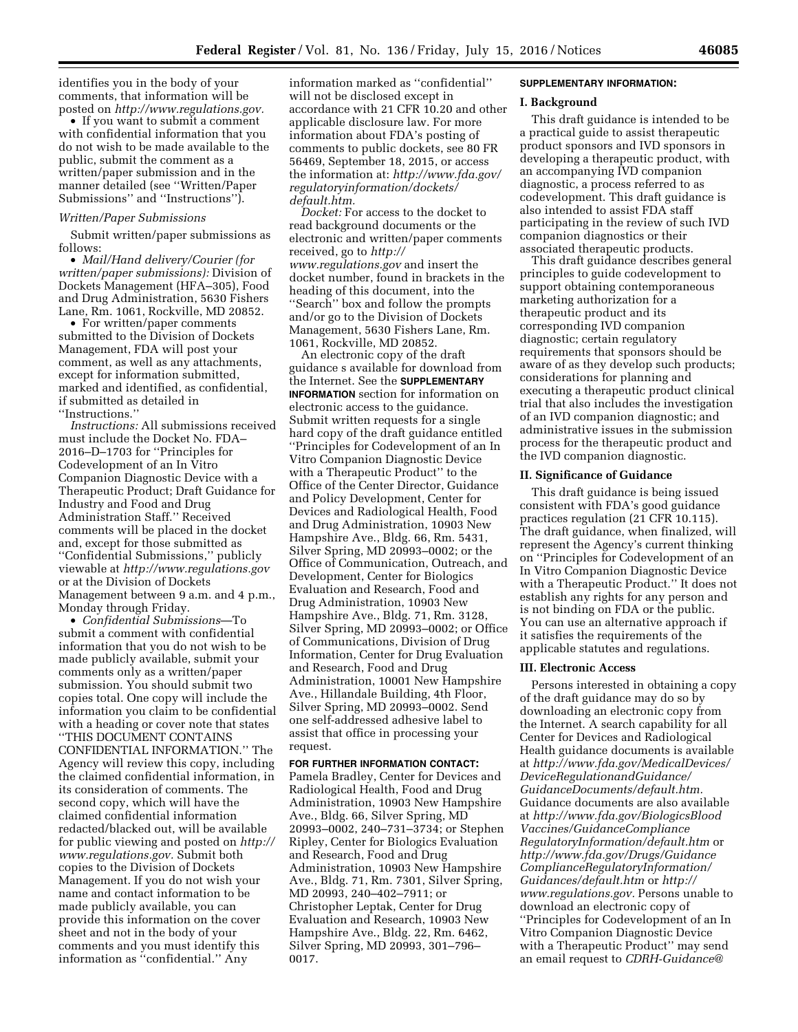identifies you in the body of your comments, that information will be posted on *http://www.regulations.gov.*

- If you want to submit a comment with confidential information that you do not wish to be made available to the public, submit the comment as a written/paper submission and in the manner detailed (see ''Written/Paper Submissions'' and ''Instructions'').

*Written/Paper Submissions*

Submit written/paper submissions as follows:

- *Mail/Hand delivery/Courier (for written/paper submissions):* Division of Dockets Management (HFA–305), Food and Drug Administration, 5630 Fishers Lane, Rm. 1061, Rockville, MD 20852.
- For written/paper comments submitted to the Division of Dockets Management, FDA will post your comment, as well as any attachments, except for information submitted, marked and identified, as confidential, if submitted as detailed in ''Instructions.''

*Instructions:* All submissions received must include the Docket No. FDA–2016–D–1703 for ''Principles for Codevelopment of an In Vitro Companion Diagnostic Device with a Therapeutic Product; Draft Guidance for Industry and Food and Drug Administration Staff.'' Received comments will be placed in the docket and, except for those submitted as ''Confidential Submissions,'' publicly viewable at *http://www.regulations.gov* or at the Division of Dockets Management between 9 a.m. and 4 p.m., Monday through Friday.

- *Confidential Submissions*—To submit a comment with confidential information that you do not wish to be made publicly available, submit your comments only as a written/paper submission. You should submit two copies total. One copy will include the information you claim to be confidential with a heading or cover note that states ''THIS DOCUMENT CONTAINS CONFIDENTIAL INFORMATION.'' The Agency will review this copy, including the claimed confidential information, in its consideration of comments. The second copy, which will have the claimed confidential information redacted/blacked out, will be available for public viewing and posted on *http://www.regulations.gov.* Submit both copies to the Division of Dockets Management. If you do not wish your name and contact information to be made publicly available, you can provide this information on the cover sheet and not in the body of your comments and you must identify this information as ''confidential.'' Any information marked as ''confidential'' will not be disclosed except in accordance with 21 CFR 10.20 and other applicable disclosure law. For more information about FDA's posting of comments to public dockets, see 80 FR 56469, September 18, 2015, or access the information at: *http://www.fda.gov/regulatoryinformation/dockets/default.htm.*

*Docket:* For access to the docket to read background documents or the electronic and written/paper comments received, go to *http://www.regulations.gov* and insert the docket number, found in brackets in the heading of this document, into the ''Search'' box and follow the prompts and/or go to the Division of Dockets Management, 5630 Fishers Lane, Rm. 1061, Rockville, MD 20852.

An electronic copy of the draft guidance s available for download from the Internet. See the **SUPPLEMENTARY INFORMATION** section for information on electronic access to the guidance. Submit written requests for a single hard copy of the draft guidance entitled ''Principles for Codevelopment of an In Vitro Companion Diagnostic Device with a Therapeutic Product'' to the Office of the Center Director, Guidance and Policy Development, Center for Devices and Radiological Health, Food and Drug Administration, 10903 New Hampshire Ave., Bldg. 66, Rm. 5431, Silver Spring, MD 20993–0002; or the Office of Communication, Outreach, and Development, Center for Biologics Evaluation and Research, Food and Drug Administration, 10903 New Hampshire Ave., Bldg. 71, Rm. 3128, Silver Spring, MD 20993–0002; or Office of Communications, Division of Drug Information, Center for Drug Evaluation and Research, Food and Drug Administration, 10001 New Hampshire Ave., Hillandale Building, 4th Floor, Silver Spring, MD 20993–0002. Send one self-addressed adhesive label to assist that office in processing your request.

**FOR FURTHER INFORMATION CONTACT:** Pamela Bradley, Center for Devices and Radiological Health, Food and Drug Administration, 10903 New Hampshire Ave., Bldg. 66, Silver Spring, MD 20993–0002, 240–731–3734; or Stephen Ripley, Center for Biologics Evaluation and Research, Food and Drug Administration, 10903 New Hampshire Ave., Bldg. 71, Rm. 7301, Silver Spring, MD 20993, 240–402–7911; or Christopher Leptak, Center for Drug Evaluation and Research, 10903 New Hampshire Ave., Bldg. 22, Rm. 6462, Silver Spring, MD 20993, 301–796–0017.

**SUPPLEMENTARY INFORMATION:**

## I. Background

This draft guidance is intended to be a practical guide to assist therapeutic product sponsors and IVD sponsors in developing a therapeutic product, with an accompanying IVD companion diagnostic, a process referred to as codevelopment. This draft guidance is also intended to assist FDA staff participating in the review of such IVD companion diagnostics or their associated therapeutic products.

This draft guidance describes general principles to guide codevelopment to support obtaining contemporaneous marketing authorization for a therapeutic product and its corresponding IVD companion diagnostic; certain regulatory requirements that sponsors should be aware of as they develop such products; considerations for planning and executing a therapeutic product clinical trial that also includes the investigation of an IVD companion diagnostic; and administrative issues in the submission process for the therapeutic product and the IVD companion diagnostic.

## II. Significance of Guidance

This draft guidance is being issued consistent with FDA's good guidance practices regulation (21 CFR 10.115). The draft guidance, when finalized, will represent the Agency's current thinking on ''Principles for Codevelopment of an In Vitro Companion Diagnostic Device with a Therapeutic Product.'' It does not establish any rights for any person and is not binding on FDA or the public. You can use an alternative approach if it satisfies the requirements of the applicable statutes and regulations.

## III. Electronic Access

Persons interested in obtaining a copy of the draft guidance may do so by downloading an electronic copy from the Internet. A search capability for all Center for Devices and Radiological Health guidance documents is available at *http://www.fda.gov/MedicalDevices/DeviceRegulationandGuidance/GuidanceDocuments/default.htm.* Guidance documents are also available at *http://www.fda.gov/BiologicsBloodVaccines/GuidanceComplianceRegulatoryInformation/default.htm* or *http://www.fda.gov/Drugs/GuidanceComplianceRegulatoryInformation/Guidances/default.htm* or *http://www.regulations.gov.* Persons unable to download an electronic copy of ''Principles for Codevelopment of an In Vitro Companion Diagnostic Device with a Therapeutic Product'' may send an email request to *CDRH-Guidance@*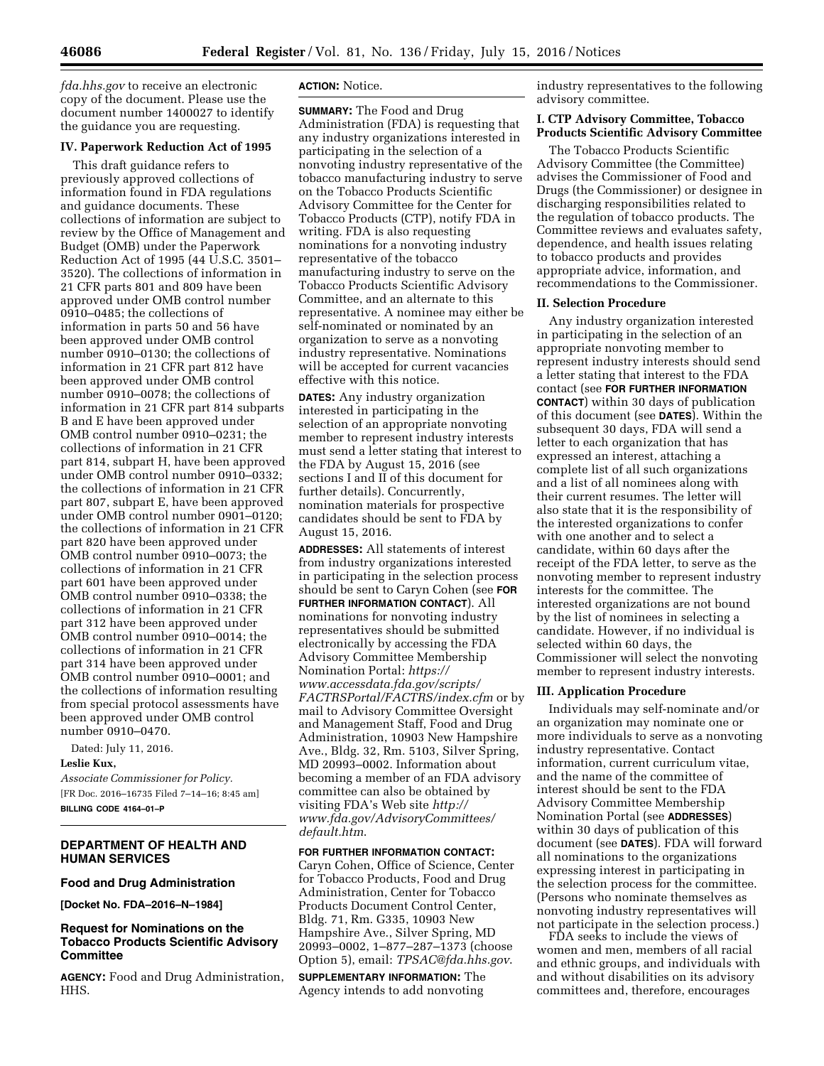*fda.hhs.gov* to receive an electronic copy of the document. Please use the document number 1400027 to identify the guidance you are requesting.

### IV. Paperwork Reduction Act of 1995

This draft guidance refers to previously approved collections of information found in FDA regulations and guidance documents. These collections of information are subject to review by the Office of Management and Budget (OMB) under the Paperwork Reduction Act of 1995 (44 U.S.C. 3501–3520). The collections of information in 21 CFR parts 801 and 809 have been approved under OMB control number 0910–0485; the collections of information in parts 50 and 56 have been approved under OMB control number 0910–0130; the collections of information in 21 CFR part 812 have been approved under OMB control number 0910–0078; the collections of information in 21 CFR part 814 subparts B and E have been approved under OMB control number 0910–0231; the collections of information in 21 CFR part 814, subpart H, have been approved under OMB control number 0910–0332; the collections of information in 21 CFR part 807, subpart E, have been approved under OMB control number 0901–0120; the collections of information in 21 CFR part 820 have been approved under OMB control number 0910–0073; the collections of information in 21 CFR part 601 have been approved under OMB control number 0910–0338; the collections of information in 21 CFR part 312 have been approved under OMB control number 0910–0014; the collections of information in 21 CFR part 314 have been approved under OMB control number 0910–0001; and the collections of information resulting from special protocol assessments have been approved under OMB control number 0910–0470.

Dated: July 11, 2016.

**Leslie Kux,**

*Associate Commissioner for Policy.*

[FR Doc. 2016–16735 Filed 7–14–16; 8:45 am]

**BILLING CODE 4164–01–P**

## DEPARTMENT OF HEALTH AND HUMAN SERVICES

### Food and Drug Administration

**[Docket No. FDA–2016–N–1984]**

### Request for Nominations on the Tobacco Products Scientific Advisory Committee

**AGENCY:** Food and Drug Administration, HHS.

**ACTION:** Notice.

**SUMMARY:** The Food and Drug Administration (FDA) is requesting that any industry organizations interested in participating in the selection of a nonvoting industry representative of the tobacco manufacturing industry to serve on the Tobacco Products Scientific Advisory Committee for the Center for Tobacco Products (CTP), notify FDA in writing. FDA is also requesting nominations for a nonvoting industry representative of the tobacco manufacturing industry to serve on the Tobacco Products Scientific Advisory Committee, and an alternate to this representative. A nominee may either be self-nominated or nominated by an organization to serve as a nonvoting industry representative. Nominations will be accepted for current vacancies effective with this notice.

**DATES:** Any industry organization interested in participating in the selection of an appropriate nonvoting member to represent industry interests must send a letter stating that interest to the FDA by August 15, 2016 (see sections I and II of this document for further details). Concurrently, nomination materials for prospective candidates should be sent to FDA by August 15, 2016.

**ADDRESSES:** All statements of interest from industry organizations interested in participating in the selection process should be sent to Caryn Cohen (see **FOR FURTHER INFORMATION CONTACT**). All nominations for nonvoting industry representatives should be submitted electronically by accessing the FDA Advisory Committee Membership Nomination Portal: *https://www.accessdata.fda.gov/scripts/FACTRSPortal/FACTRS/index.cfm* or by mail to Advisory Committee Oversight and Management Staff, Food and Drug Administration, 10903 New Hampshire Ave., Bldg. 32, Rm. 5103, Silver Spring, MD 20993–0002. Information about becoming a member of an FDA advisory committee can also be obtained by visiting FDA's Web site *http://www.fda.gov/AdvisoryCommittees/default.htm*.

**FOR FURTHER INFORMATION CONTACT:** Caryn Cohen, Office of Science, Center for Tobacco Products, Food and Drug Administration, Center for Tobacco Products Document Control Center, Bldg. 71, Rm. G335, 10903 New Hampshire Ave., Silver Spring, MD 20993–0002, 1–877–287–1373 (choose Option 5), email: *TPSAC@fda.hhs.gov*.

**SUPPLEMENTARY INFORMATION:** The Agency intends to add nonvoting industry representatives to the following advisory committee.

### I. CTP Advisory Committee, Tobacco Products Scientific Advisory Committee

The Tobacco Products Scientific Advisory Committee (the Committee) advises the Commissioner of Food and Drugs (the Commissioner) or designee in discharging responsibilities related to the regulation of tobacco products. The Committee reviews and evaluates safety, dependence, and health issues relating to tobacco products and provides appropriate advice, information, and recommendations to the Commissioner.

### II. Selection Procedure

Any industry organization interested in participating in the selection of an appropriate nonvoting member to represent industry interests should send a letter stating that interest to the FDA contact (see **FOR FURTHER INFORMATION CONTACT**) within 30 days of publication of this document (see **DATES**). Within the subsequent 30 days, FDA will send a letter to each organization that has expressed an interest, attaching a complete list of all such organizations and a list of all nominees along with their current resumes. The letter will also state that it is the responsibility of the interested organizations to confer with one another and to select a candidate, within 60 days after the receipt of the FDA letter, to serve as the nonvoting member to represent industry interests for the committee. The interested organizations are not bound by the list of nominees in selecting a candidate. However, if no individual is selected within 60 days, the Commissioner will select the nonvoting member to represent industry interests.

### III. Application Procedure

Individuals may self-nominate and/or an organization may nominate one or more individuals to serve as a nonvoting industry representative. Contact information, current curriculum vitae, and the name of the committee of interest should be sent to the FDA Advisory Committee Membership Nomination Portal (see **ADDRESSES**) within 30 days of publication of this document (see **DATES**). FDA will forward all nominations to the organizations expressing interest in participating in the selection process for the committee. (Persons who nominate themselves as nonvoting industry representatives will not participate in the selection process.)

FDA seeks to include the views of women and men, members of all racial and ethnic groups, and individuals with and without disabilities on its advisory committees and, therefore, encourages